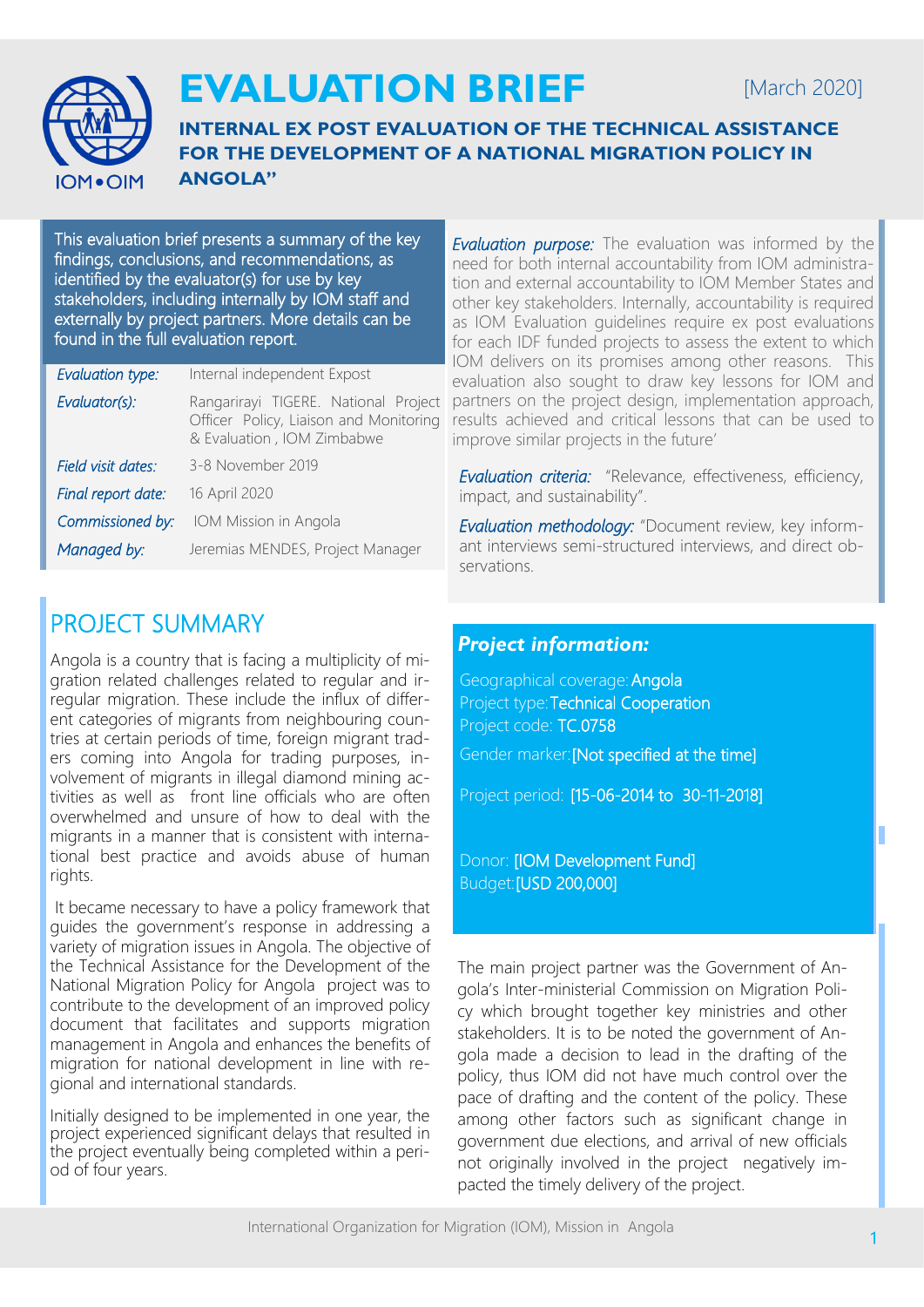# EVALUATION BREIF

[March 2020]

## INTERNAL EX POST EVALUATION OF THE TECHNICAL ASSISTANCE FOR THE DEVELOPMENT OF A NATIONAL MIGRATION POLICY IN ANGOLA"

This evaluation brief presents a summary of the key findings, conclusions, and recommendations, as identified by the evaluator(s) for use by key stakeholders, including internally by IOM staff and externally by project partners. More details can be found in the full evaluation report.

| | |
|---|---|
| *Evaluation type:* | Internal independent Expost |
| *Evaluator(s):* | Rangarirayi TIGERE. National Project Officer Policy, Liaison and Monitoring & Evaluation , IOM Zimbabwe |
| *Field visit dates:* | 3-8 November 2019 |
| *Final report date:* | 16 April 2020 |
| *Commissioned by:* | IOM Mission in Angola |
| *Managed by:* | Jeremias MENDES, Project Manager |

*Evaluation purpose:* The evaluation was informed by the need for both internal accountability from IOM administration and external accountability to IOM Member States and other key stakeholders. Internally, accountability is required as IOM Evaluation guidelines require ex post evaluations for each IDF funded projects to assess the extent to which IOM delivers on its promises among other reasons. This evaluation also sought to draw key lessons for IOM and partners on the project design, implementation approach, results achieved and critical lessons that can be used to improve similar projects in the future'

*Evaluation criteria:* "Relevance, effectiveness, efficiency, impact, and sustainability".

*Evaluation methodology:* "Document review, key informant interviews semi-structured interviews, and direct observations.

## PROJECT SUMMARY

Angola is a country that is facing a multiplicity of migration related challenges related to regular and irregular migration. These include the influx of different categories of migrants from neighbouring countries at certain periods of time, foreign migrant traders coming into Angola for trading purposes, involvement of migrants in illegal diamond mining activities as well as front line officials who are often overwhelmed and unsure of how to deal with the migrants in a manner that is consistent with international best practice and avoids abuse of human rights.

It became necessary to have a policy framework that guides the government's response in addressing a variety of migration issues in Angola. The objective of the Technical Assistance for the Development of the National Migration Policy for Angola project was to contribute to the development of an improved policy document that facilitates and supports migration management in Angola and enhances the benefits of migration for national development in line with regional and international standards.

Initially designed to be implemented in one year, the project experienced significant delays that resulted in the project eventually being completed within a period of four years.

### *Project information:*

Geographical coverage: Angola
Project type: Technical Cooperation
Project code: TC.0758
Gender marker: [Not specified at the time]
Project period: [15-06-2014 to 30-11-2018]
Donor: [IOM Development Fund]
Budget: [USD 200,000]

The main project partner was the Government of Angola's Inter-ministerial Commission on Migration Policy which brought together key ministries and other stakeholders. It is to be noted the government of Angola made a decision to lead in the drafting of the policy, thus IOM did not have much control over the pace of drafting and the content of the policy. These among other factors such as significant change in government due elections, and arrival of new officials not originally involved in the project negatively impacted the timely delivery of the project.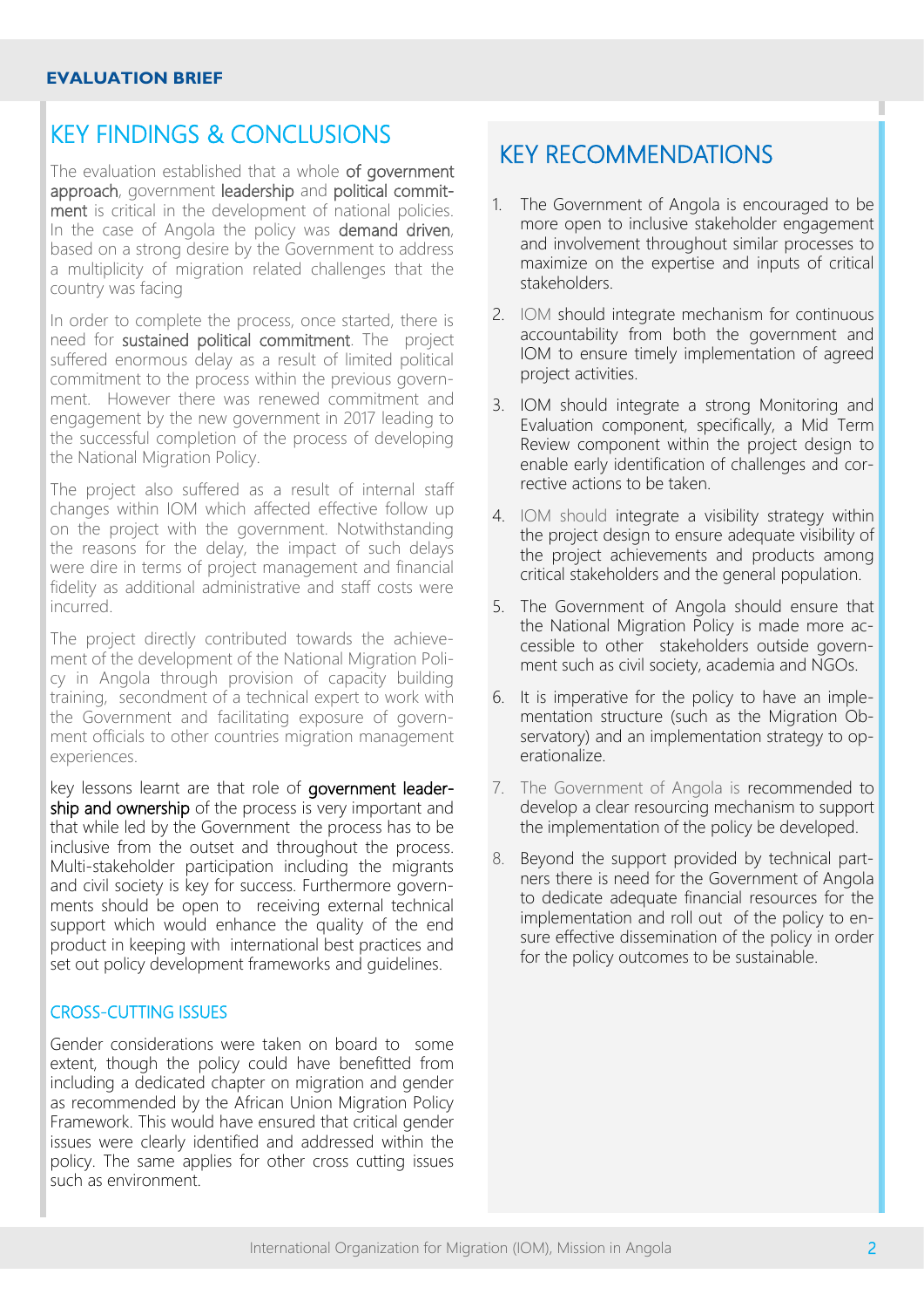## KEY FINDINGS & CONCLUSIONS

The evaluation established that a whole of government approach, government leadership and political commitment is critical in the development of national policies. In the case of Angola the policy was demand driven, based on a strong desire by the Government to address a multiplicity of migration related challenges that the country was facing

In order to complete the process, once started, there is need for sustained political commitment. The project suffered enormous delay as a result of limited political commitment to the process within the previous government. However there was renewed commitment and engagement by the new government in 2017 leading to the successful completion of the process of developing the National Migration Policy.

The project also suffered as a result of internal staff changes within IOM which affected effective follow up on the project with the government. Notwithstanding the reasons for the delay, the impact of such delays were dire in terms of project management and financial fidelity as additional administrative and staff costs were incurred.

The project directly contributed towards the achievement of the development of the National Migration Policy in Angola through provision of capacity building training, secondment of a technical expert to work with the Government and facilitating exposure of government officials to other countries migration management experiences.

key lessons learnt are that role of government leadership and ownership of the process is very important and that while led by the Government the process has to be inclusive from the outset and throughout the process. Multi-stakeholder participation including the migrants and civil society is key for success. Furthermore governments should be open to receiving external technical support which would enhance the quality of the end product in keeping with international best practices and set out policy development frameworks and guidelines.

### CROSS-CUTTING ISSUES

Gender considerations were taken on board to some extent, though the policy could have benefitted from including a dedicated chapter on migration and gender as recommended by the African Union Migration Policy Framework. This would have ensured that critical gender issues were clearly identified and addressed within the policy. The same applies for other cross cutting issues such as environment.

## KEY RECOMMENDATIONS

1. The Government of Angola is encouraged to be more open to inclusive stakeholder engagement and involvement throughout similar processes to maximize on the expertise and inputs of critical stakeholders.
2. IOM should integrate mechanism for continuous accountability from both the government and IOM to ensure timely implementation of agreed project activities.
3. IOM should integrate a strong Monitoring and Evaluation component, specifically, a Mid Term Review component within the project design to enable early identification of challenges and corrective actions to be taken.
4. IOM should integrate a visibility strategy within the project design to ensure adequate visibility of the project achievements and products among critical stakeholders and the general population.
5. The Government of Angola should ensure that the National Migration Policy is made more accessible to other stakeholders outside government such as civil society, academia and NGOs.
6. It is imperative for the policy to have an implementation structure (such as the Migration Observatory) and an implementation strategy to operationalize.
7. The Government of Angola is recommended to develop a clear resourcing mechanism to support the implementation of the policy be developed.
8. Beyond the support provided by technical partners there is need for the Government of Angola to dedicate adequate financial resources for the implementation and roll out of the policy to ensure effective dissemination of the policy in order for the policy outcomes to be sustainable.